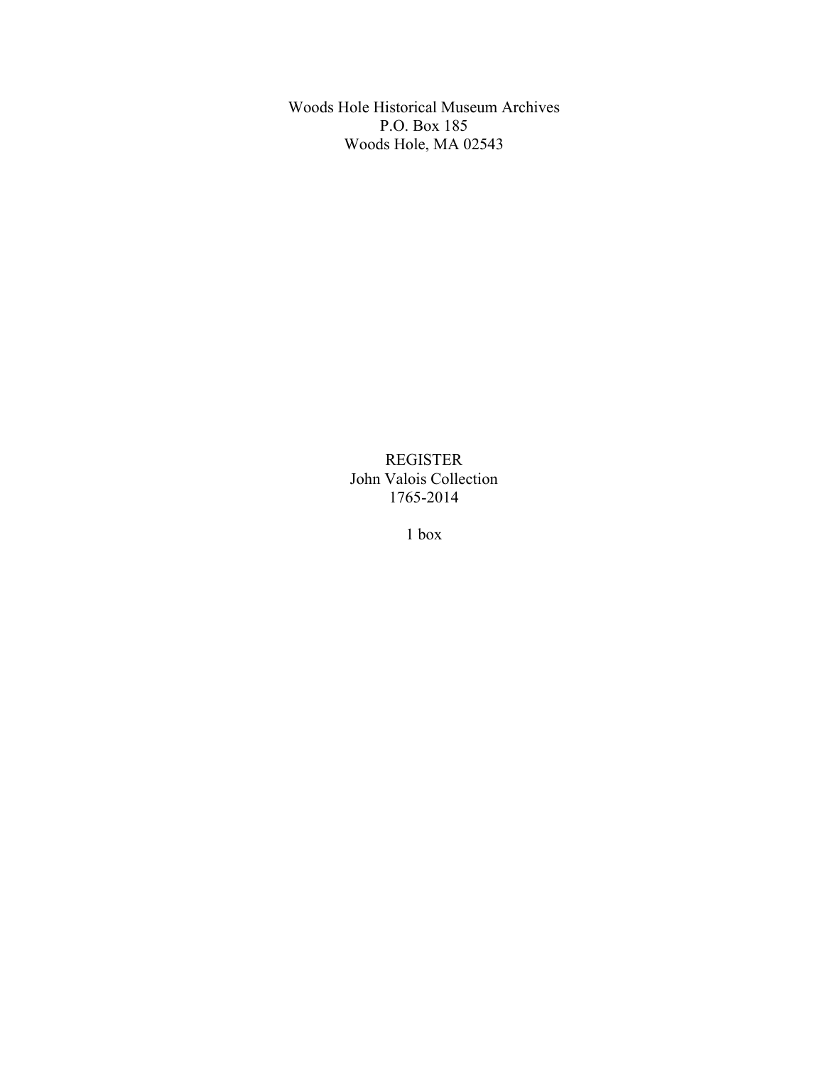Woods Hole Historical Museum Archives
P.O. Box 185
Woods Hole, MA 02543

# REGISTER
John Valois Collection
1765-2014

1 box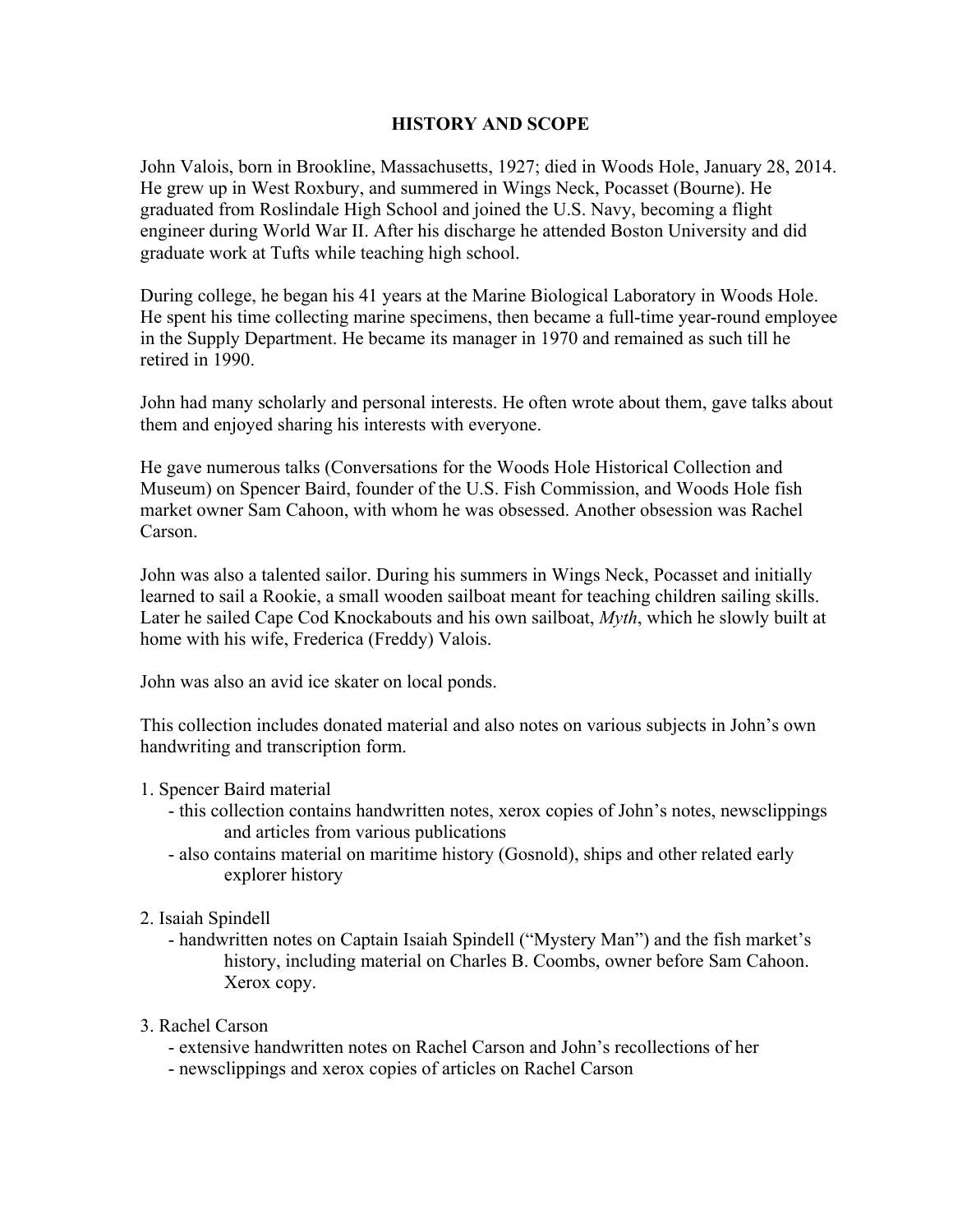## HISTORY AND SCOPE

John Valois, born in Brookline, Massachusetts, 1927; died in Woods Hole, January 28, 2014. He grew up in West Roxbury, and summered in Wings Neck, Pocasset (Bourne). He graduated from Roslindale High School and joined the U.S. Navy, becoming a flight engineer during World War II. After his discharge he attended Boston University and did graduate work at Tufts while teaching high school.

During college, he began his 41 years at the Marine Biological Laboratory in Woods Hole. He spent his time collecting marine specimens, then became a full-time year-round employee in the Supply Department. He became its manager in 1970 and remained as such till he retired in 1990.

John had many scholarly and personal interests. He often wrote about them, gave talks about them and enjoyed sharing his interests with everyone.

He gave numerous talks (Conversations for the Woods Hole Historical Collection and Museum) on Spencer Baird, founder of the U.S. Fish Commission, and Woods Hole fish market owner Sam Cahoon, with whom he was obsessed. Another obsession was Rachel Carson.

John was also a talented sailor. During his summers in Wings Neck, Pocasset and initially learned to sail a Rookie, a small wooden sailboat meant for teaching children sailing skills. Later he sailed Cape Cod Knockabouts and his own sailboat, *Myth*, which he slowly built at home with his wife, Frederica (Freddy) Valois.

John was also an avid ice skater on local ponds.

This collection includes donated material and also notes on various subjects in John's own handwriting and transcription form.

1. Spencer Baird material
   - this collection contains handwritten notes, xerox copies of John's notes, newsclippings and articles from various publications
   - also contains material on maritime history (Gosnold), ships and other related early explorer history

2. Isaiah Spindell
   - handwritten notes on Captain Isaiah Spindell ("Mystery Man") and the fish market's history, including material on Charles B. Coombs, owner before Sam Cahoon. Xerox copy.

3. Rachel Carson
   - extensive handwritten notes on Rachel Carson and John's recollections of her
   - newsclippings and xerox copies of articles on Rachel Carson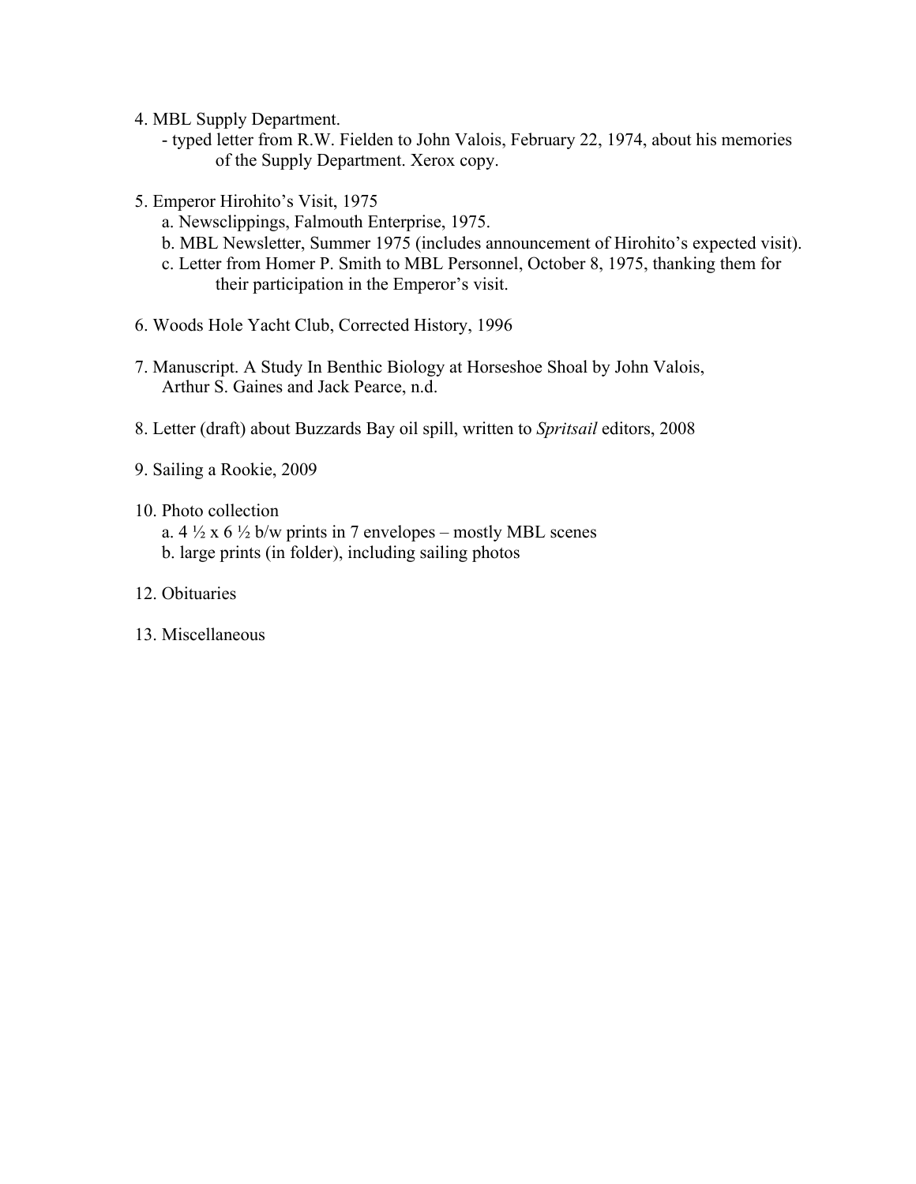4. MBL Supply Department.
   - typed letter from R.W. Fielden to John Valois, February 22, 1974, about his memories of the Supply Department. Xerox copy.

5. Emperor Hirohito's Visit, 1975
   a. Newsclippings, Falmouth Enterprise, 1975.
   b. MBL Newsletter, Summer 1975 (includes announcement of Hirohito's expected visit).
   c. Letter from Homer P. Smith to MBL Personnel, October 8, 1975, thanking them for their participation in the Emperor's visit.

6. Woods Hole Yacht Club, Corrected History, 1996

7. Manuscript. A Study In Benthic Biology at Horseshoe Shoal by John Valois, Arthur S. Gaines and Jack Pearce, n.d.

8. Letter (draft) about Buzzards Bay oil spill, written to *Spritsail* editors, 2008

9. Sailing a Rookie, 2009

10. Photo collection
    a. 4 ½ x 6 ½ b/w prints in 7 envelopes – mostly MBL scenes
    b. large prints (in folder), including sailing photos

12. Obituaries

13. Miscellaneous